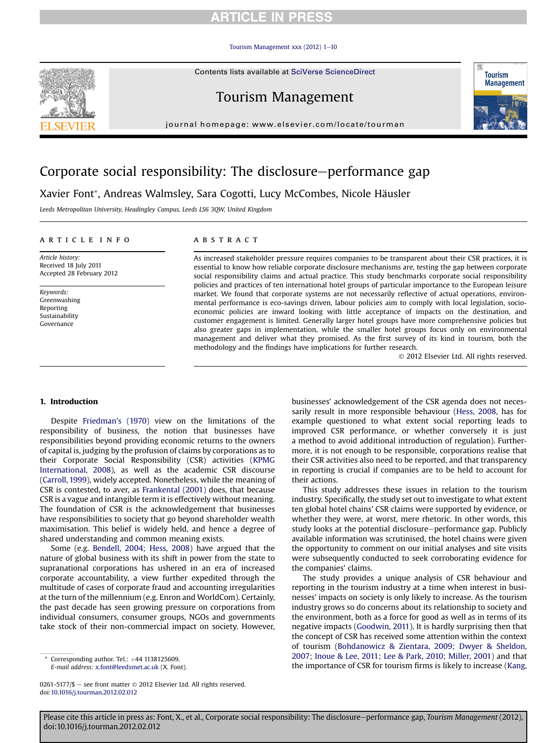# Corporate social responsibility: The disclosure–performance gap

Xavier Font*, Andreas Walmsley, Sara Cogotti, Lucy McCombes, Nicole Häusler

*Leeds Metropolitan University, Headingley Campus, Leeds LS6 3QW, United Kingdom*

ARTICLE INFO

*Article history:*
Received 18 July 2011
Accepted 28 February 2012

*Keywords:*
Greenwashing
Reporting
Sustainability
Governance

ABSTRACT

As increased stakeholder pressure requires companies to be transparent about their CSR practices, it is essential to know how reliable corporate disclosure mechanisms are, testing the gap between corporate social responsibility claims and actual practice. This study benchmarks corporate social responsibility policies and practices of ten international hotel groups of particular importance to the European leisure market. We found that corporate systems are not necessarily reflective of actual operations, environmental performance is eco-savings driven, labour policies aim to comply with local legislation, socio-economic policies are inward looking with little acceptance of impacts on the destination, and customer engagement is limited. Generally larger hotel groups have more comprehensive policies but also greater gaps in implementation, while the smaller hotel groups focus only on environmental management and deliver what they promised. As the first survey of its kind in tourism, both the methodology and the findings have implications for further research.

© 2012 Elsevier Ltd. All rights reserved.

## 1. Introduction

Despite Friedman's (1970) view on the limitations of the responsibility of business, the notion that businesses have responsibilities beyond providing economic returns to the owners of capital is, judging by the profusion of claims by corporations as to their Corporate Social Responsibility (CSR) activities (KPMG International, 2008), as well as the academic CSR discourse (Carroll, 1999), widely accepted. Nonetheless, while the meaning of CSR is contested, to aver, as Frankental (2001) does, that because CSR is a vague and intangible term it is effectively without meaning. The foundation of CSR is the acknowledgement that businesses have responsibilities to society that go beyond shareholder wealth maximisation. This belief is widely held, and hence a degree of shared understanding and common meaning exists.

Some (e.g. Bendell, 2004; Hess, 2008) have argued that the nature of global business with its shift in power from the state to supranational corporations has ushered in an era of increased corporate accountability, a view further expedited through the multitude of cases of corporate fraud and accounting irregularities at the turn of the millennium (e.g. Enron and WorldCom). Certainly, the past decade has seen growing pressure on corporations from individual consumers, consumer groups, NGOs and governments take stock of their non-commercial impact on society. However, businesses' acknowledgement of the CSR agenda does not necessarily result in more responsible behaviour (Hess, 2008, has for example questioned to what extent social reporting leads to improved CSR performance, or whether conversely it is just a method to avoid additional introduction of regulation). Furthermore, it is not enough to be responsible, corporations realise that their CSR activities also need to be reported, and that transparency in reporting is crucial if companies are to be held to account for their actions.

This study addresses these issues in relation to the tourism industry. Specifically, the study set out to investigate to what extent ten global hotel chains' CSR claims were supported by evidence, or whether they were, at worst, mere rhetoric. In other words, this study looks at the potential disclosure–performance gap. Publicly available information was scrutinised, the hotel chains were given the opportunity to comment on our initial analyses and site visits were subsequently conducted to seek corroborating evidence for the companies' claims.

The study provides a unique analysis of CSR behaviour and reporting in the tourism industry at a time when interest in businesses' impacts on society is only likely to increase. As the tourism industry grows so do concerns about its relationship to society and the environment, both as a force for good as well as in terms of its negative impacts (Goodwin, 2011). It is hardly surprising then that the concept of CSR has received some attention within the context of tourism (Bohdanowicz & Zientara, 2009; Dwyer & Sheldon, 2007; Inoue & Lee, 2011; Lee & Park, 2010; Miller, 2001) and that the importance of CSR for tourism firms is likely to increase (Kang,

* Corresponding author. Tel.: +44 1138125609.
*E-mail address:* x.font@leedsmet.ac.uk (X. Font).

0261-5177/$ – see front matter © 2012 Elsevier Ltd. All rights reserved.
doi:10.1016/j.tourman.2012.02.012

Please cite this article in press as: Font, X., et al., Corporate social responsibility: The disclosure–performance gap, *Tourism Management* (2012), doi:10.1016/j.tourman.2012.02.012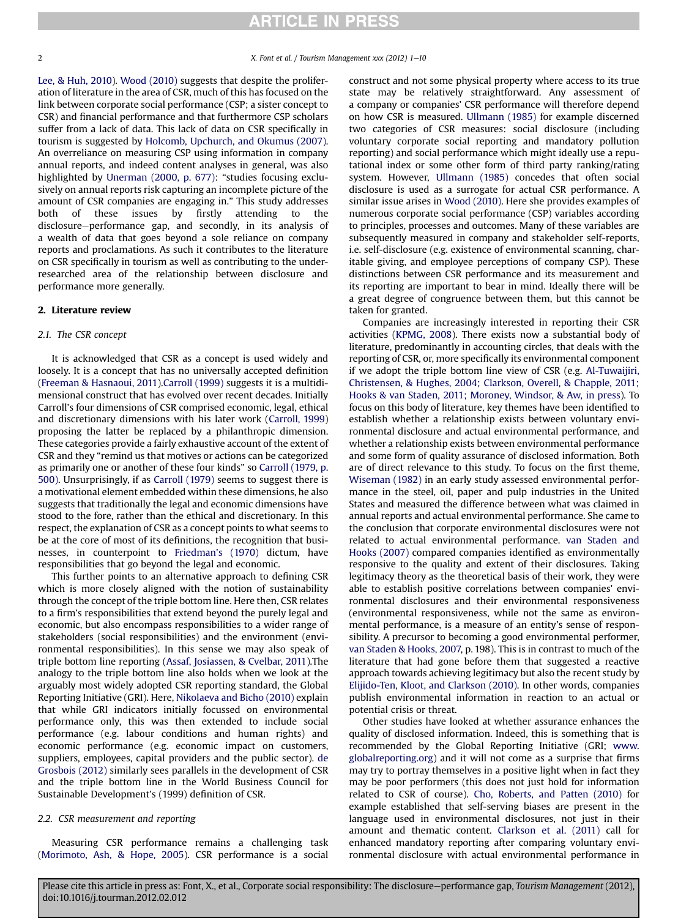Lee, & Huh, 2010). Wood (2010) suggests that despite the proliferation of literature in the area of CSR, much of this has focused on the link between corporate social performance (CSP; a sister concept to CSR) and financial performance and that furthermore CSP scholars suffer from a lack of data. This lack of data on CSR specifically in tourism is suggested by Holcomb, Upchurch, and Okumus (2007). An overreliance on measuring CSP using information in company annual reports, and indeed content analyses in general, was also highlighted by Unerman (2000, p. 677): "studies focusing exclusively on annual reports risk capturing an incomplete picture of the amount of CSR companies are engaging in." This study addresses both of these issues by firstly attending to the disclosure–performance gap, and secondly, in its analysis of a wealth of data that goes beyond a sole reliance on company reports and proclamations. As such it contributes to the literature on CSR specifically in tourism as well as contributing to the under-researched area of the relationship between disclosure and performance more generally.

## 2. Literature review

### 2.1. The CSR concept

It is acknowledged that CSR as a concept is used widely and loosely. It is a concept that has no universally accepted definition (Freeman & Hasnaoui, 2011).Carroll (1999) suggests it is a multidimensional construct that has evolved over recent decades. Initially Carroll's four dimensions of CSR comprised economic, legal, ethical and discretionary dimensions with his later work (Carroll, 1999) proposing the latter be replaced by a philanthropic dimension. These categories provide a fairly exhaustive account of the extent of CSR and they "remind us that motives or actions can be categorized as primarily one or another of these four kinds" so Carroll (1979, p. 500). Unsurprisingly, if as Carroll (1979) seems to suggest there is a motivational element embedded within these dimensions, he also suggests that traditionally the legal and economic dimensions have stood to the fore, rather than the ethical and discretionary. In this respect, the explanation of CSR as a concept points to what seems to be at the core of most of its definitions, the recognition that businesses, in counterpoint to Friedman's (1970) dictum, have responsibilities that go beyond the legal and economic.

This further points to an alternative approach to defining CSR which is more closely aligned with the notion of sustainability through the concept of the triple bottom line. Here then, CSR relates to a firm's responsibilities that extend beyond the purely legal and economic, but also encompass responsibilities to a wider range of stakeholders (social responsibilities) and the environment (environmental responsibilities). In this sense we may also speak of triple bottom line reporting (Assaf, Josiassen, & Cvelbar, 2011).The analogy to the triple bottom line also holds when we look at the arguably most widely adopted CSR reporting standard, the Global Reporting Initiative (GRI). Here, Nikolaeva and Bicho (2010) explain that while GRI indicators initially focussed on environmental performance only, this was then extended to include social performance (e.g. labour conditions and human rights) and economic performance (e.g. economic impact on customers, suppliers, employees, capital providers and the public sector). de Grosbois (2012) similarly sees parallels in the development of CSR and the triple bottom line in the World Business Council for Sustainable Development's (1999) definition of CSR.

### 2.2. CSR measurement and reporting

Measuring CSR performance remains a challenging task (Morimoto, Ash, & Hope, 2005). CSR performance is a social construct and not some physical property where access to its true state may be relatively straightforward. Any assessment of a company or companies' CSR performance will therefore depend on how CSR is measured. Ullmann (1985) for example discerned two categories of CSR measures: social disclosure (including voluntary corporate social reporting and mandatory pollution reporting) and social performance which might ideally use a reputational index or some other form of third party ranking/rating system. However, Ullmann (1985) concedes that often social disclosure is used as a surrogate for actual CSR performance. A similar issue arises in Wood (2010). Here she provides examples of numerous corporate social performance (CSP) variables according to principles, processes and outcomes. Many of these variables are subsequently measured in company and stakeholder self-reports, i.e. self-disclosure (e.g. existence of environmental scanning, charitable giving, and employee perceptions of company CSP). These distinctions between CSR performance and its measurement and its reporting are important to bear in mind. Ideally there will be a great degree of congruence between them, but this cannot be taken for granted.

Companies are increasingly interested in reporting their CSR activities (KPMG, 2008). There exists now a substantial body of literature, predominantly in accounting circles, that deals with the reporting of CSR, or, more specifically its environmental component if we adopt the triple bottom line view of CSR (e.g. Al-Tuwaijiri, Christensen, & Hughes, 2004; Clarkson, Overell, & Chapple, 2011; Hooks & van Staden, 2011; Moroney, Windsor, & Aw, in press). To focus on this body of literature, key themes have been identified to establish whether a relationship exists between voluntary environmental disclosure and actual environmental performance, and whether a relationship exists between environmental performance and some form of quality assurance of disclosed information. Both are of direct relevance to this study. To focus on the first theme, Wiseman (1982) in an early study assessed environmental performance in the steel, oil, paper and pulp industries in the United States and measured the difference between what was claimed in annual reports and actual environmental performance. She came to the conclusion that corporate environmental disclosures were not related to actual environmental performance. van Staden and Hooks (2007) compared companies identified as environmentally responsive to the quality and extent of their disclosures. Taking legitimacy theory as the theoretical basis of their work, they were able to establish positive correlations between companies' environmental disclosures and their environmental responsiveness (environmental responsiveness, while not the same as environmental performance, is a measure of an entity's sense of responsibility. A precursor to becoming a good environmental performer, van Staden & Hooks, 2007, p. 198). This is in contrast to much of the literature that had gone before them that suggested a reactive approach towards achieving legitimacy but also the recent study by Elijido-Ten, Kloot, and Clarkson (2010). In other words, companies publish environmental information in reaction to an actual or potential crisis or threat.

Other studies have looked at whether assurance enhances the quality of disclosed information. Indeed, this is something that is recommended by the Global Reporting Initiative (GRI; www.globalreporting.org) and it will not come as a surprise that firms may try to portray themselves in a positive light when in fact they may be poor performers (this does not just hold for information related to CSR of course). Cho, Roberts, and Patten (2010) for example established that self-serving biases are present in the language used in environmental disclosures, not just in their amount and thematic content. Clarkson et al. (2011) call for enhanced mandatory reporting after comparing voluntary environmental disclosure with actual environmental performance in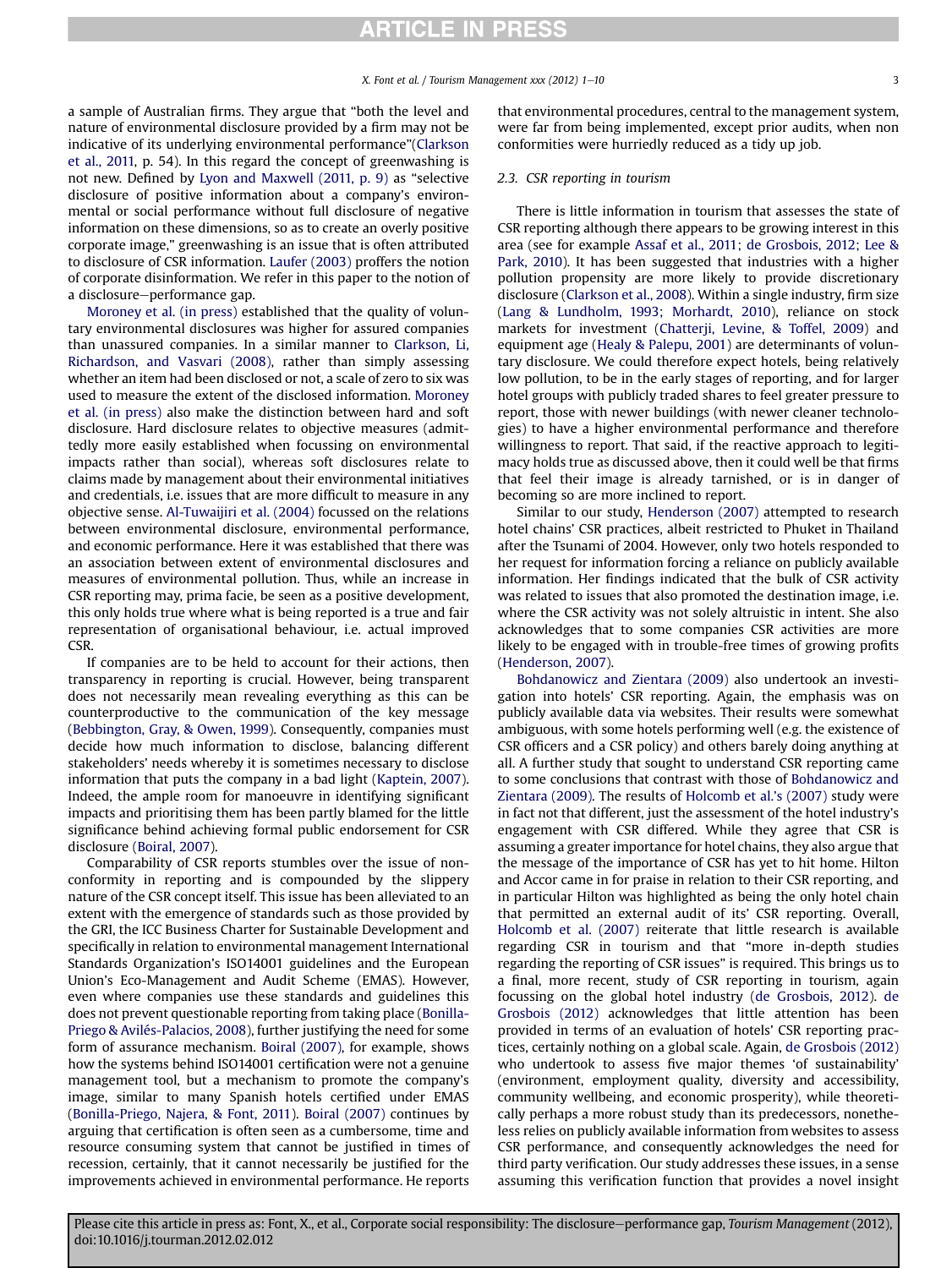a sample of Australian firms. They argue that "both the level and nature of environmental disclosure provided by a firm may not be indicative of its underlying environmental performance"(Clarkson et al., 2011, p. 54). In this regard the concept of greenwashing is not new. Defined by Lyon and Maxwell (2011, p. 9) as "selective disclosure of positive information about a company's environmental or social performance without full disclosure of negative information on these dimensions, so as to create an overly positive corporate image," greenwashing is an issue that is often attributed to disclosure of CSR information. Laufer (2003) proffers the notion of corporate disinformation. We refer in this paper to the notion of a disclosure–performance gap.

Moroney et al. (in press) established that the quality of voluntary environmental disclosures was higher for assured companies than unassured companies. In a similar manner to Clarkson, Li, Richardson, and Vasvari (2008), rather than simply assessing whether an item had been disclosed or not, a scale of zero to six was used to measure the extent of the disclosed information. Moroney et al. (in press) also make the distinction between hard and soft disclosure. Hard disclosure relates to objective measures (admittedly more easily established when focussing on environmental impacts rather than social), whereas soft disclosures relate to claims made by management about their environmental initiatives and credentials, i.e. issues that are more difficult to measure in any objective sense. Al-Tuwaijiri et al. (2004) focussed on the relations between environmental disclosure, environmental performance, and economic performance. Here it was established that there was an association between extent of environmental disclosures and measures of environmental pollution. Thus, while an increase in CSR reporting may, prima facie, be seen as a positive development, this only holds true where what is being reported is a true and fair representation of organisational behaviour, i.e. actual improved CSR.

If companies are to be held to account for their actions, then transparency in reporting is crucial. However, being transparent does not necessarily mean revealing everything as this can be counterproductive to the communication of the key message (Bebbington, Gray, & Owen, 1999). Consequently, companies must decide how much information to disclose, balancing different stakeholders' needs whereby it is sometimes necessary to disclose information that puts the company in a bad light (Kaptein, 2007). Indeed, the ample room for manoeuvre in identifying significant impacts and prioritising them has been partly blamed for the little significance behind achieving formal public endorsement for CSR disclosure (Boiral, 2007).

Comparability of CSR reports stumbles over the issue of nonconformity in reporting and is compounded by the slippery nature of the CSR concept itself. This issue has been alleviated to an extent with the emergence of standards such as those provided by the GRI, the ICC Business Charter for Sustainable Development and specifically in relation to environmental management International Standards Organization's ISO14001 guidelines and the European Union's Eco-Management and Audit Scheme (EMAS). However, even where companies use these standards and guidelines this does not prevent questionable reporting from taking place (Bonilla-Priego & Avilés-Palacios, 2008), further justifying the need for some form of assurance mechanism. Boiral (2007), for example, shows how the systems behind ISO14001 certification were not a genuine management tool, but a mechanism to promote the company's image, similar to many Spanish hotels certified under EMAS (Bonilla-Priego, Najera, & Font, 2011). Boiral (2007) continues by arguing that certification is often seen as a cumbersome, time and resource consuming system that cannot be justified in times of recession, certainly, that it cannot necessarily be justified for the improvements achieved in environmental performance. He reports that environmental procedures, central to the management system, were far from being implemented, except prior audits, when non conformities were hurriedly reduced as a tidy up job.

### 2.3. CSR reporting in tourism

There is little information in tourism that assesses the state of CSR reporting although there appears to be growing interest in this area (see for example Assaf et al., 2011; de Grosbois, 2012; Lee & Park, 2010). It has been suggested that industries with a higher pollution propensity are more likely to provide discretionary disclosure (Clarkson et al., 2008). Within a single industry, firm size (Lang & Lundholm, 1993; Morhardt, 2010), reliance on stock markets for investment (Chatterji, Levine, & Toffel, 2009) and equipment age (Healy & Palepu, 2001) are determinants of voluntary disclosure. We could therefore expect hotels, being relatively low pollution, to be in the early stages of reporting, and for larger hotel groups with publicly traded shares to feel greater pressure to report, those with newer buildings (with newer cleaner technologies) to have a higher environmental performance and therefore willingness to report. That said, if the reactive approach to legitimacy holds true as discussed above, then it could well be that firms that feel their image is already tarnished, or is in danger of becoming so are more inclined to report.

Similar to our study, Henderson (2007) attempted to research hotel chains' CSR practices, albeit restricted to Phuket in Thailand after the Tsunami of 2004. However, only two hotels responded to her request for information forcing a reliance on publicly available information. Her findings indicated that the bulk of CSR activity was related to issues that also promoted the destination image, i.e. where the CSR activity was not solely altruistic in intent. She also acknowledges that to some companies CSR activities are more likely to be engaged with in trouble-free times of growing profits (Henderson, 2007).

Bohdanowicz and Zientara (2009) also undertook an investigation into hotels' CSR reporting. Again, the emphasis was on publicly available data via websites. Their results were somewhat ambiguous, with some hotels performing well (e.g. the existence of CSR officers and a CSR policy) and others barely doing anything at all. A further study that sought to understand CSR reporting came to some conclusions that contrast with those of Bohdanowicz and Zientara (2009). The results of Holcomb et al.'s (2007) study were in fact not that different, just the assessment of the hotel industry's engagement with CSR differed. While they agree that CSR is assuming a greater importance for hotel chains, they also argue that the message of the importance of CSR has yet to hit home. Hilton and Accor came in for praise in relation to their CSR reporting, and in particular Hilton was highlighted as being the only hotel chain that permitted an external audit of its' CSR reporting. Overall, Holcomb et al. (2007) reiterate that little research is available regarding CSR in tourism and that "more in-depth studies regarding the reporting of CSR issues" is required. This brings us to a final, more recent, study of CSR reporting in tourism, again focussing on the global hotel industry (de Grosbois, 2012). de Grosbois (2012) acknowledges that little attention has been provided in terms of an evaluation of hotels' CSR reporting practices, certainly nothing on a global scale. Again, de Grosbois (2012) who undertook to assess five major themes 'of sustainability' (environment, employment quality, diversity and accessibility, community wellbeing, and economic prosperity), while theoretically perhaps a more robust study than its predecessors, nonetheless relies on publicly available information from websites to assess CSR performance, and consequently acknowledges the need for third party verification. Our study addresses these issues, in a sense assuming this verification function that provides a novel insight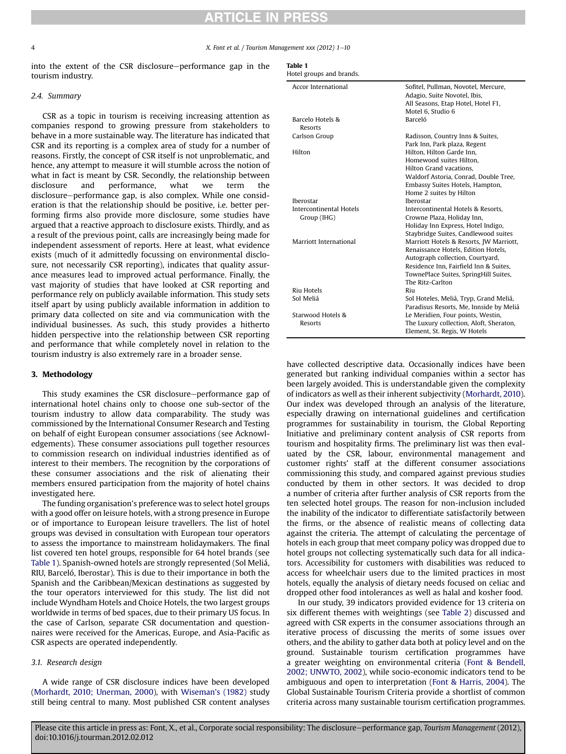into the extent of the CSR disclosure–performance gap in the tourism industry.

### 2.4. Summary

CSR as a topic in tourism is receiving increasing attention as companies respond to growing pressure from stakeholders to behave in a more sustainable way. The literature has indicated that CSR and its reporting is a complex area of study for a number of reasons. Firstly, the concept of CSR itself is not unproblematic, and hence, any attempt to measure it will stumble across the notion of what in fact is meant by CSR. Secondly, the relationship between disclosure and performance, what we term the disclosure–performance gap, is also complex. While one consideration is that the relationship should be positive, i.e. better performing firms also provide more disclosure, some studies have argued that a reactive approach to disclosure exists. Thirdly, and as a result of the previous point, calls are increasingly being made for independent assessment of reports. Here at least, what evidence exists (much of it admittedly focussing on environmental disclosure, not necessarily CSR reporting), indicates that quality assurance measures lead to improved actual performance. Finally, the vast majority of studies that have looked at CSR reporting and performance rely on publicly available information. This study sets itself apart by using publicly available information in addition to primary data collected on site and via communication with the individual businesses. As such, this study provides a hitherto hidden perspective into the relationship between CSR reporting and performance that while completely novel in relation to the tourism industry is also extremely rare in a broader sense.

## 3. Methodology

This study examines the CSR disclosure–performance gap of international hotel chains only to choose one sub-sector of the tourism industry to allow data comparability. The study was commissioned by the International Consumer Research and Testing on behalf of eight European consumer associations (see Acknowledgements). These consumer associations pull together resources to commission research on individual industries identified as of interest to their members. The recognition by the corporations of these consumer associations and the risk of alienating their members ensured participation from the majority of hotel chains investigated here.

The funding organisation's preference was to select hotel groups with a good offer on leisure hotels, with a strong presence in Europe or of importance to European leisure travellers. The list of hotel groups was devised in consultation with European tour operators to assess the importance to mainstream holidaymakers. The final list covered ten hotel groups, responsible for 64 hotel brands (see Table 1). Spanish-owned hotels are strongly represented (Sol Meliá, RIU, Barceló, Iberostar). This is due to their importance in both the Spanish and the Caribbean/Mexican destinations as suggested by the tour operators interviewed for this study. The list did not include Wyndham Hotels and Choice Hotels, the two largest groups worldwide in terms of bed spaces, due to their primary US focus. In the case of Carlson, separate CSR documentation and questionnaires were received for the Americas, Europe, and Asia-Pacific as CSR aspects are operated independently.

**Table 1**
Hotel groups and brands.

| | |
|---|---|
| Accor International | Sofitel, Pullman, Novotel, Mercure, Adagio, Suite Novotel, Ibis, All Seasons, Etap Hotel, Hotel F1, Motel 6, Studio 6 |
| Barcelo Hotels & Resorts | Barceló |
| Carlson Group | Radisson, Country Inns & Suites, Park Inn, Park plaza, Regent |
| Hilton | Hilton, Hilton Garde Inn, Homewood suites Hilton, Hilton Grand vacations, Waldorf Astoria, Conrad, Double Tree, Embassy Suites Hotels, Hampton, Home 2 suites by Hilton |
| Iberostar | Iberostar |
| Intercontinental Hotels Group (IHG) | Intercontinental Hotels & Resorts, Crowne Plaza, Holiday Inn, Holiday Inn Express, Hotel Indigo, Staybridge Suites, Candlewood suites |
| Marriott International | Marriott Hotels & Resorts, JW Marriott, Renaissance Hotels, Edition Hotels, Autograph collection, Courtyard, Residence Inn, Fairfield Inn & Suites, TownePlace Suites, SpringHill Suites, The Ritz-Carlton |
| Riu Hotels | Riu |
| Sol Meliá | Sol Hoteles, Meliá, Tryp, Grand Meliá, Paradisus Resorts, Me, Innside by Meliá |
| Starwood Hotels & Resorts | Le Meridien, Four points, Westin, The Luxury collection, Aloft, Sheraton, Element, St. Regis, W Hotels |

### 3.1. Research design

A wide range of CSR disclosure indices have been developed (Morhardt, 2010; Unerman, 2000), with Wiseman's (1982) study still being central to many. Most published CSR content analyses have collected descriptive data. Occasionally indices have been generated but ranking individual companies within a sector has been largely avoided. This is understandable given the complexity of indicators as well as their inherent subjectivity (Morhardt, 2010). Our index was developed through an analysis of the literature, especially drawing on international guidelines and certification programmes for sustainability in tourism, the Global Reporting Initiative and preliminary content analysis of CSR reports from tourism and hospitality firms. The preliminary list was then evaluated by the CSR, labour, environmental management and customer rights' staff at the different consumer associations commissioning this study, and compared against previous studies conducted by them in other sectors. It was decided to drop a number of criteria after further analysis of CSR reports from the ten selected hotel groups. The reason for non-inclusion included the inability of the indicator to differentiate satisfactorily between the firms, or the absence of realistic means of collecting data against the criteria. The attempt of calculating the percentage of hotels in each group that meet company policy was dropped due to hotel groups not collecting systematically such data for all indicators. Accessibility for customers with disabilities was reduced to access for wheelchair users due to the limited practices in most hotels, equally the analysis of dietary needs focused on celiac and dropped other food intolerances as well as halal and kosher food.

In our study, 39 indicators provided evidence for 13 criteria on six different themes with weightings (see Table 2) discussed and agreed with CSR experts in the consumer associations through an iterative process of discussing the merits of some issues over others, and the ability to gather data both at policy level and on the ground. Sustainable tourism certification programmes have a greater weighting on environmental criteria (Font & Bendell, 2002; UNWTO, 2002), while socio-economic indicators tend to be ambiguous and open to interpretation (Font & Harris, 2004). The Global Sustainable Tourism Criteria provide a shortlist of common criteria across many sustainable tourism certification programmes.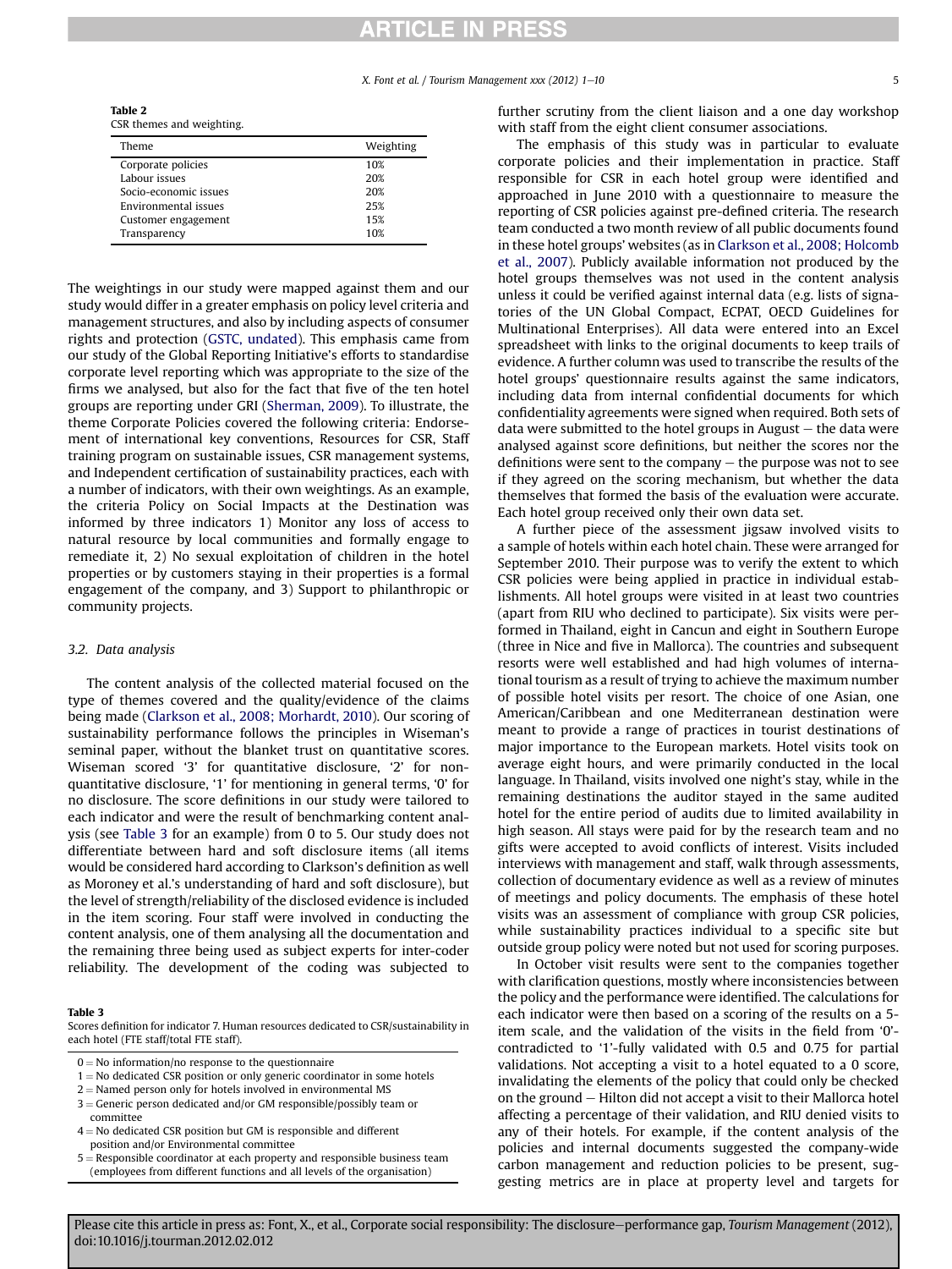**Table 2**
CSR themes and weighting.

| Theme | Weighting |
| --- | --- |
| Corporate policies | 10% |
| Labour issues | 20% |
| Socio-economic issues | 20% |
| Environmental issues | 25% |
| Customer engagement | 15% |
| Transparency | 10% |

The weightings in our study were mapped against them and our study would differ in a greater emphasis on policy level criteria and management structures, and also by including aspects of consumer rights and protection (GSTC, undated). This emphasis came from our study of the Global Reporting Initiative's efforts to standardise corporate level reporting which was appropriate to the size of the firms we analysed, but also for the fact that five of the ten hotel groups are reporting under GRI (Sherman, 2009). To illustrate, the theme Corporate Policies covered the following criteria: Endorsement of international key conventions, Resources for CSR, Staff training program on sustainable issues, CSR management systems, and Independent certification of sustainability practices, each with a number of indicators, with their own weightings. As an example, the criteria Policy on Social Impacts at the Destination was informed by three indicators 1) Monitor any loss of access to natural resource by local communities and formally engage to remediate it, 2) No sexual exploitation of children in the hotel properties or by customers staying in their properties is a formal engagement of the company, and 3) Support to philanthropic or community projects.

### 3.2. Data analysis

The content analysis of the collected material focused on the type of themes covered and the quality/evidence of the claims being made (Clarkson et al., 2008; Morhardt, 2010). Our scoring of sustainability performance follows the principles in Wiseman's seminal paper, without the blanket trust on quantitative scores. Wiseman scored '3' for quantitative disclosure, '2' for non-quantitative disclosure, '1' for mentioning in general terms, '0' for no disclosure. The score definitions in our study were tailored to each indicator and were the result of benchmarking content analysis (see Table 3 for an example) from 0 to 5. Our study does not differentiate between hard and soft disclosure items (all items would be considered hard according to Clarkson's definition as well as Moroney et al.'s understanding of hard and soft disclosure), but the level of strength/reliability of the disclosed evidence is included in the item scoring. Four staff were involved in conducting the content analysis, one of them analysing all the documentation and the remaining three being used as subject experts for inter-coder reliability. The development of the coding was subjected to further scrutiny from the client liaison and a one day workshop with staff from the eight client consumer associations.

**Table 3**
Scores definition for indicator 7. Human resources dedicated to CSR/sustainability in each hotel (FTE staff/total FTE staff).

- 0 = No information/no response to the questionnaire
- 1 = No dedicated CSR position or only generic coordinator in some hotels
- 2 = Named person only for hotels involved in environmental MS
- 3 = Generic person dedicated and/or GM responsible/possibly team or committee
- 4 = No dedicated CSR position but GM is responsible and different position and/or Environmental committee
- 5 = Responsible coordinator at each property and responsible business team (employees from different functions and all levels of the organisation)

The emphasis of this study was in particular to evaluate corporate policies and their implementation in practice. Staff responsible for CSR in each hotel group were identified and approached in June 2010 with a questionnaire to measure the reporting of CSR policies against pre-defined criteria. The research team conducted a two month review of all public documents found in these hotel groups' websites (as in Clarkson et al., 2008; Holcomb et al., 2007). Publicly available information not produced by the hotel groups themselves was not used in the content analysis unless it could be verified against internal data (e.g. lists of signatories of the UN Global Compact, ECPAT, OECD Guidelines for Multinational Enterprises). All data were entered into an Excel spreadsheet with links to the original documents to keep trails of evidence. A further column was used to transcribe the results of the hotel groups' questionnaire results against the same indicators, including data from internal confidential documents for which confidentiality agreements were signed when required. Both sets of data were submitted to the hotel groups in August – the data were analysed against score definitions, but neither the scores nor the definitions were sent to the company – the purpose was not to see if they agreed on the scoring mechanism, but whether the data themselves that formed the basis of the evaluation were accurate. Each hotel group received only their own data set.

A further piece of the assessment jigsaw involved visits to a sample of hotels within each hotel chain. These were arranged for September 2010. Their purpose was to verify the extent to which CSR policies were being applied in practice in individual establishments. All hotel groups were visited in at least two countries (apart from RIU who declined to participate). Six visits were performed in Thailand, eight in Cancun and eight in Southern Europe (three in Nice and five in Mallorca). The countries and subsequent resorts were well established and had high volumes of international tourism as a result of trying to achieve the maximum number of possible hotel visits per resort. The choice of one Asian, one American/Caribbean and one Mediterranean destination were meant to provide a range of practices in tourist destinations of major importance to the European markets. Hotel visits took on average eight hours, and were primarily conducted in the local language. In Thailand, visits involved one night's stay, while in the remaining destinations the auditor stayed in the same audited hotel for the entire period of audits due to limited availability in high season. All stays were paid for by the research team and no gifts were accepted to avoid conflicts of interest. Visits included interviews with management and staff, walk through assessments, collection of documentary evidence as well as a review of minutes of meetings and policy documents. The emphasis of these hotel visits was an assessment of compliance with group CSR policies, while sustainability practices individual to a specific site but outside group policy were noted but not used for scoring purposes.

In October visit results were sent to the companies together with clarification questions, mostly where inconsistencies between the policy and the performance were identified. The calculations for each indicator were then based on a scoring of the results on a 5-item scale, and the validation of the visits in the field from '0'-contradicted to '1'-fully validated with 0.5 and 0.75 for partial validations. Not accepting a visit to a hotel equated to a 0 score, invalidating the elements of the policy that could only be checked on the ground – Hilton did not accept a visit to their Mallorca hotel affecting a percentage of their validation, and RIU denied visits to any of their hotels. For example, if the content analysis of the policies and internal documents suggested the company-wide carbon management and reduction policies to be present, suggesting metrics are in place at property level and targets for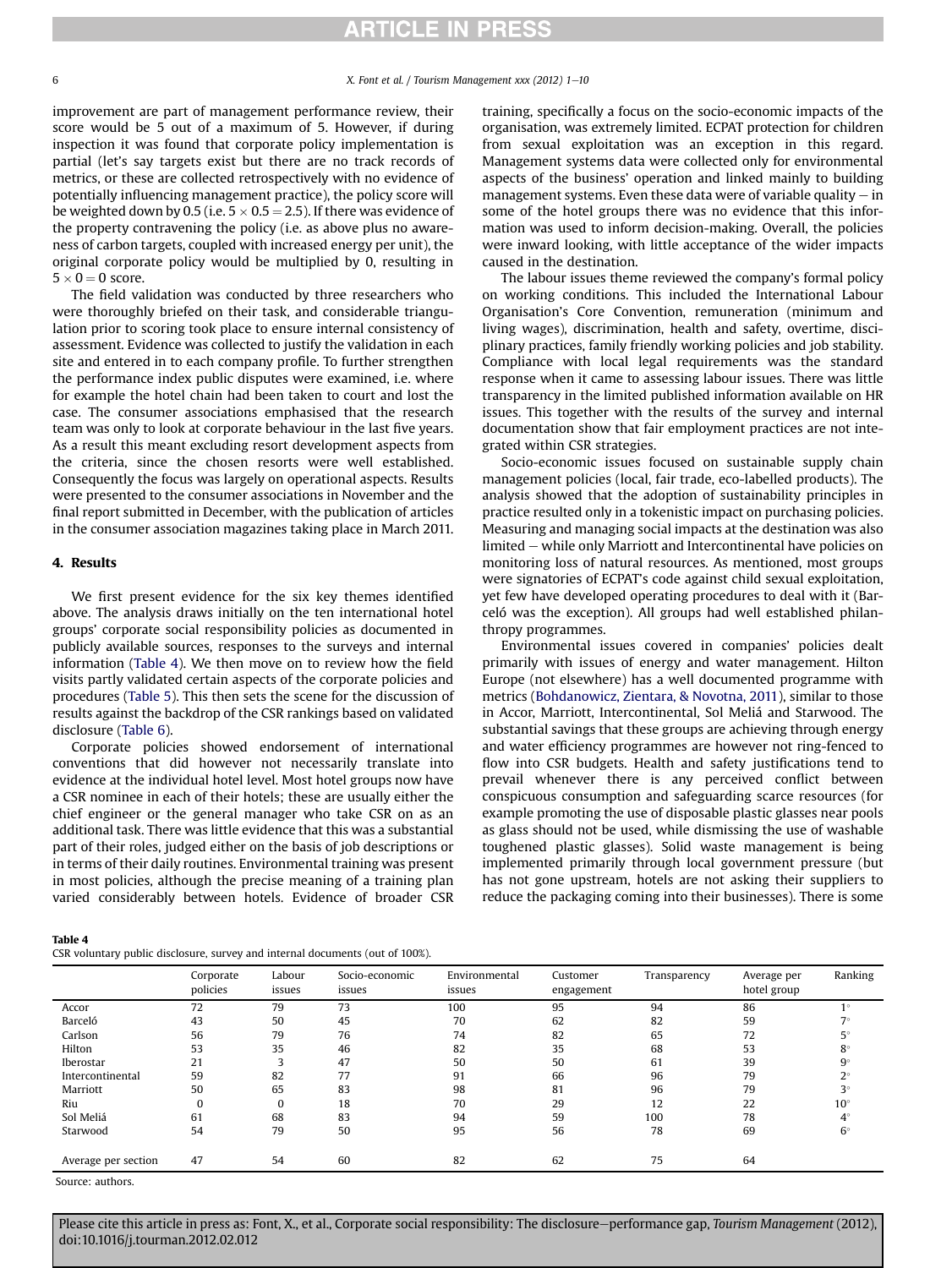improvement are part of management performance review, their score would be 5 out of a maximum of 5. However, if during inspection it was found that corporate policy implementation is partial (let's say targets exist but there are no track records of metrics, or these are collected retrospectively with no evidence of potentially influencing management practice), the policy score will be weighted down by 0.5 (i.e. $5 \times 0.5 = 2.5$). If there was evidence of the property contravening the policy (i.e. as above plus no awareness of carbon targets, coupled with increased energy per unit), the original corporate policy would be multiplied by 0, resulting in $5 \times 0 = 0$ score.

The field validation was conducted by three researchers who were thoroughly briefed on their task, and considerable triangulation prior to scoring took place to ensure internal consistency of assessment. Evidence was collected to justify the validation in each site and entered in to each company profile. To further strengthen the performance index public disputes were examined, i.e. where for example the hotel chain had been taken to court and lost the case. The consumer associations emphasised that the research team was only to look at corporate behaviour in the last five years. As a result this meant excluding resort development aspects from the criteria, since the chosen resorts were well established. Consequently the focus was largely on operational aspects. Results were presented to the consumer associations in November and the final report submitted in December, with the publication of articles in the consumer association magazines taking place in March 2011.

## 4. Results

We first present evidence for the six key themes identified above. The analysis draws initially on the ten international hotel groups' corporate social responsibility policies as documented in publicly available sources, responses to the surveys and internal information (Table 4). We then move on to review how the field visits partly validated certain aspects of the corporate policies and procedures (Table 5). This then sets the scene for the discussion of results against the backdrop of the CSR rankings based on validated disclosure (Table 6).

Corporate policies showed endorsement of international conventions that did however not necessarily translate into evidence at the individual hotel level. Most hotel groups now have a CSR nominee in each of their hotels; these are usually either the chief engineer or the general manager who take CSR on as an additional task. There was little evidence that this was a substantial part of their roles, judged either on the basis of job descriptions or in terms of their daily routines. Environmental training was present in most policies, although the precise meaning of a training plan varied considerably between hotels. Evidence of broader CSR training, specifically a focus on the socio-economic impacts of the organisation, was extremely limited. ECPAT protection for children from sexual exploitation was an exception in this regard. Management systems data were collected only for environmental aspects of the business' operation and linked mainly to building management systems. Even these data were of variable quality – in some of the hotel groups there was no evidence that this information was used to inform decision-making. Overall, the policies were inward looking, with little acceptance of the wider impacts caused in the destination.

The labour issues theme reviewed the company's formal policy on working conditions. This included the International Labour Organisation's Core Convention, remuneration (minimum and living wages), discrimination, health and safety, overtime, disciplinary practices, family friendly working policies and job stability. Compliance with local legal requirements was the standard response when it came to assessing labour issues. There was little transparency in the limited published information available on HR issues. This together with the results of the survey and internal documentation show that fair employment practices are not integrated within CSR strategies.

Socio-economic issues focused on sustainable supply chain management policies (local, fair trade, eco-labelled products). The analysis showed that the adoption of sustainability principles in practice resulted only in a tokenistic impact on purchasing policies. Measuring and managing social impacts at the destination was also limited – while only Marriott and Intercontinental have policies on monitoring loss of natural resources. As mentioned, most groups were signatories of ECPAT's code against child sexual exploitation, yet few have developed operating procedures to deal with it (Barceló was the exception). All groups had well established philanthropy programmes.

Environmental issues covered in companies' policies dealt primarily with issues of energy and water management. Hilton Europe (not elsewhere) has a well documented programme with metrics (Bohdanowicz, Zientara, & Novotna, 2011), similar to those in Accor, Marriott, Intercontinental, Sol Meliá and Starwood. The substantial savings that these groups are achieving through energy and water efficiency programmes are however not ring-fenced to flow into CSR budgets. Health and safety justifications tend to prevail whenever there is any perceived conflict between conspicuous consumption and safeguarding scarce resources (for example promoting the use of disposable plastic glasses near pools as glass should not be used, while dismissing the use of washable toughened plastic glasses). Solid waste management is being implemented primarily through local government pressure (but has not gone upstream, hotels are not asking their suppliers to reduce the packaging coming into their businesses). There is some

**Table 4**
CSR voluntary public disclosure, survey and internal documents (out of 100%).

| | Corporate policies | Labour issues | Socio-economic issues | Environmental issues | Customer engagement | Transparency | Average per hotel group | Ranking |
|---|---|---|---|---|---|---|---|---|
| Accor | 72 | 79 | 73 | 100 | 95 | 94 | 86 | 1° |
| Barceló | 43 | 50 | 45 | 70 | 62 | 82 | 59 | 7° |
| Carlson | 56 | 79 | 76 | 74 | 82 | 65 | 72 | 5° |
| Hilton | 53 | 35 | 46 | 82 | 35 | 68 | 53 | 8° |
| Iberostar | 21 | 3 | 47 | 50 | 50 | 61 | 39 | 9° |
| Intercontinental | 59 | 82 | 77 | 91 | 66 | 96 | 79 | 2° |
| Marriott | 50 | 65 | 83 | 98 | 81 | 96 | 79 | 3° |
| Riu | 0 | 0 | 18 | 70 | 29 | 12 | 22 | 10° |
| Sol Meliá | 61 | 68 | 83 | 94 | 59 | 100 | 78 | 4° |
| Starwood | 54 | 79 | 50 | 95 | 56 | 78 | 69 | 6° |
| Average per section | 47 | 54 | 60 | 82 | 62 | 75 | 64 | |

Source: authors.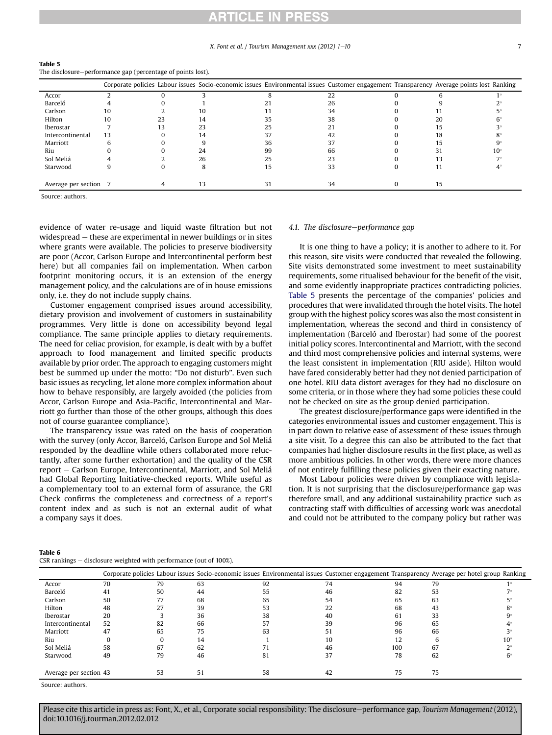**Table 5**
The disclosure–performance gap (percentage of points lost).

| | Corporate policies | Labour issues | Socio-economic issues | Environmental issues | Customer engagement | Transparency | Average points lost | Ranking |
|---|---|---|---|---|---|---|---|---|
| Accor | 2 | 0 | 3 | 8 | 22 | 0 | 6 | 1° |
| Barceló | 4 | 0 | 1 | 21 | 26 | 0 | 9 | 2° |
| Carlson | 10 | 2 | 10 | 11 | 34 | 0 | 11 | 5° |
| Hilton | 10 | 23 | 14 | 35 | 38 | 0 | 20 | 6° |
| Iberostar | 7 | 13 | 23 | 25 | 21 | 0 | 15 | 3° |
| Intercontinental | 13 | 0 | 14 | 37 | 42 | 0 | 18 | 8° |
| Marriott | 6 | 0 | 9 | 36 | 37 | 0 | 15 | 9° |
| Riu | 0 | 0 | 24 | 99 | 66 | 0 | 31 | 10° |
| Sol Meliá | 4 | 2 | 26 | 25 | 23 | 0 | 13 | 7° |
| Starwood | 9 | 0 | 8 | 15 | 33 | 0 | 11 | 4° |
| Average per section | 7 | 4 | 13 | 31 | 34 | 0 | 15 | |

Source: authors.

evidence of water re-usage and liquid waste filtration but not widespread – these are experimental in newer buildings or in sites where grants were available. The policies to preserve biodiversity are poor (Accor, Carlson Europe and Intercontinental perform best here) but all companies fail on implementation. When carbon footprint monitoring occurs, it is an extension of the energy management policy, and the calculations are of in house emissions only, i.e. they do not include supply chains.

Customer engagement comprised issues around accessibility, dietary provision and involvement of customers in sustainability programmes. Very little is done on accessibility beyond legal compliance. The same principle applies to dietary requirements. The need for celiac provision, for example, is dealt with by a buffet approach to food management and limited specific products available by prior order. The approach to engaging customers might best be summed up under the motto: "Do not disturb". Even such basic issues as recycling, let alone more complex information about how to behave responsibly, are largely avoided (the policies from Accor, Carlson Europe and Asia-Pacific, Intercontinental and Marriott go further than those of the other groups, although this does not of course guarantee compliance).

The transparency issue was rated on the basis of cooperation with the survey (only Accor, Barceló, Carlson Europe and Sol Meliá responded by the deadline while others collaborated more reluctantly, after some further exhortation) and the quality of the CSR report – Carlson Europe, Intercontinental, Marriott, and Sol Meliá had Global Reporting Initiative-checked reports. While useful as a complementary tool to an external form of assurance, the GRI Check confirms the completeness and correctness of a report's content index and as such is not an external audit of what a company says it does.

### 4.1. The disclosure–performance gap

It is one thing to have a policy; it is another to adhere to it. For this reason, site visits were conducted that revealed the following. Site visits demonstrated some investment to meet sustainability requirements, some ritualised behaviour for the benefit of the visit, and some evidently inappropriate practices contradicting policies. Table 5 presents the percentage of the companies' policies and procedures that were invalidated through the hotel visits. The hotel group with the highest policy scores was also the most consistent in implementation, whereas the second and third in consistency of implementation (Barceló and Iberostar) had some of the poorest initial policy scores. Intercontinental and Marriott, with the second and third most comprehensive policies and internal systems, were the least consistent in implementation (RIU aside). Hilton would have fared considerably better had they not denied participation of one hotel. RIU data distort averages for they had no disclosure on some criteria, or in those where they had some policies these could not be checked on site as the group denied participation.

The greatest disclosure/performance gaps were identified in the categories environmental issues and customer engagement. This is in part down to relative ease of assessment of these issues through a site visit. To a degree this can also be attributed to the fact that companies had higher disclosure results in the first place, as well as more ambitious policies. In other words, there were more chances of not entirely fulfilling these policies given their exacting nature.

Most Labour policies were driven by compliance with legislation. It is not surprising that the disclosure/performance gap was therefore small, and any additional sustainability practice such as contracting staff with difficulties of accessing work was anecdotal and could not be attributed to the company policy but rather was

**Table 6**
CSR rankings – disclosure weighted with performance (out of 100%).

| | Corporate policies | Labour issues | Socio-economic issues | Environmental issues | Customer engagement | Transparency | Average per hotel group | Ranking |
|---|---|---|---|---|---|---|---|---|
| Accor | 70 | 79 | 63 | 92 | 74 | 94 | 79 | 1° |
| Barceló | 41 | 50 | 44 | 55 | 46 | 82 | 53 | 7° |
| Carlson | 50 | 77 | 68 | 65 | 54 | 65 | 63 | 5° |
| Hilton | 48 | 27 | 39 | 53 | 22 | 68 | 43 | 8° |
| Iberostar | 20 | 3 | 36 | 38 | 40 | 61 | 33 | 9° |
| Intercontinental | 52 | 82 | 66 | 57 | 39 | 96 | 65 | 4° |
| Marriott | 47 | 65 | 75 | 63 | 51 | 96 | 66 | 3° |
| Riu | 0 | 0 | 14 | 1 | 10 | 12 | 6 | 10° |
| Sol Meliá | 58 | 67 | 62 | 71 | 46 | 100 | 67 | 2° |
| Starwood | 49 | 79 | 46 | 81 | 37 | 78 | 62 | 6° |
| Average per section | 43 | 53 | 51 | 58 | 42 | 75 | 75 | |

Source: authors.

Please cite this article in press as: Font, X., et al., Corporate social responsibility: The disclosure–performance gap, *Tourism Management* (2012), doi:10.1016/j.tourman.2012.02.012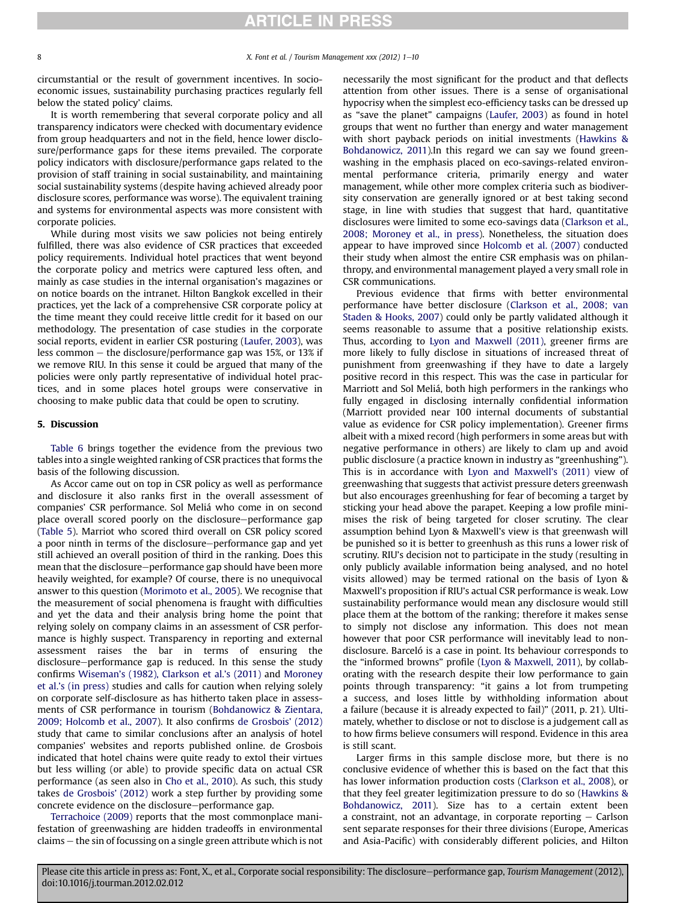circumstantial or the result of government incentives. In socio-economic issues, sustainability purchasing practices regularly fell below the stated policy' claims.

It is worth remembering that several corporate policy and all transparency indicators were checked with documentary evidence from group headquarters and not in the field, hence lower disclosure/performance gaps for these items prevailed. The corporate policy indicators with disclosure/performance gaps related to the provision of staff training in social sustainability, and maintaining social sustainability systems (despite having achieved already poor disclosure scores, performance was worse). The equivalent training and systems for environmental aspects was more consistent with corporate policies.

While during most visits we saw policies not being entirely fulfilled, there was also evidence of CSR practices that exceeded policy requirements. Individual hotel practices that went beyond the corporate policy and metrics were captured less often, and mainly as case studies in the internal organisation's magazines or on notice boards on the intranet. Hilton Bangkok excelled in their practices, yet the lack of a comprehensive CSR corporate policy at the time meant they could receive little credit for it based on our methodology. The presentation of case studies in the corporate social reports, evident in earlier CSR posturing (Laufer, 2003), was less common – the disclosure/performance gap was 15%, or 13% if we remove RIU. In this sense it could be argued that many of the policies were only partly representative of individual hotel practices, and in some places hotel groups were conservative in choosing to make public data that could be open to scrutiny.

## 5. Discussion

Table 6 brings together the evidence from the previous two tables into a single weighted ranking of CSR practices that forms the basis of the following discussion.

As Accor came out on top in CSR policy as well as performance and disclosure it also ranks first in the overall assessment of companies' CSR performance. Sol Meliá who come in on second place overall scored poorly on the disclosure–performance gap (Table 5). Marriot who scored third overall on CSR policy scored a poor ninth in terms of the disclosure–performance gap and yet still achieved an overall position of third in the ranking. Does this mean that the disclosure–performance gap should have been more heavily weighted, for example? Of course, there is no unequivocal answer to this question (Morimoto et al., 2005). We recognise that the measurement of social phenomena is fraught with difficulties and yet the data and their analysis bring home the point that relying solely on company claims in an assessment of CSR performance is highly suspect. Transparency in reporting and external assessment raises the bar in terms of ensuring the disclosure–performance gap is reduced. In this sense the study confirms Wiseman's (1982), Clarkson et al.'s (2011) and Moroney et al.'s (in press) studies and calls for caution when relying solely on corporate self-disclosure as has hitherto taken place in assessments of CSR performance in tourism (Bohdanowicz & Zientara, 2009; Holcomb et al., 2007). It also confirms de Grosbois' (2012) study that came to similar conclusions after an analysis of hotel companies' websites and reports published online. de Grosbois indicated that hotel chains were quite ready to extol their virtues but less willing (or able) to provide specific data on actual CSR performance (as seen also in Cho et al., 2010). As such, this study takes de Grosbois' (2012) work a step further by providing some concrete evidence on the disclosure–performance gap.

Terrachoice (2009) reports that the most commonplace manifestation of greenwashing are hidden tradeoffs in environmental claims – the sin of focussing on a single green attribute which is not necessarily the most significant for the product and that deflects attention from other issues. There is a sense of organisational hypocrisy when the simplest eco-efficiency tasks can be dressed up as "save the planet" campaigns (Laufer, 2003) as found in hotel groups that went no further than energy and water management with short payback periods on initial investments (Hawkins & Bohdanowicz, 2011).In this regard we can say we found greenwashing in the emphasis placed on eco-savings-related environmental performance criteria, primarily energy and water management, while other more complex criteria such as biodiversity conservation are generally ignored or at best taking second stage, in line with studies that suggest that hard, quantitative disclosures were limited to some eco-savings data (Clarkson et al., 2008; Moroney et al., in press). Nonetheless, the situation does appear to have improved since Holcomb et al. (2007) conducted their study when almost the entire CSR emphasis was on philanthropy, and environmental management played a very small role in CSR communications.

Previous evidence that firms with better environmental performance have better disclosure (Clarkson et al., 2008; van Staden & Hooks, 2007) could only be partly validated although it seems reasonable to assume that a positive relationship exists. Thus, according to Lyon and Maxwell (2011), greener firms are more likely to fully disclose in situations of increased threat of punishment from greenwashing if they have to date a largely positive record in this respect. This was the case in particular for Marriott and Sol Meliá, both high performers in the rankings who fully engaged in disclosing internally confidential information (Marriott provided near 100 internal documents of substantial value as evidence for CSR policy implementation). Greener firms albeit with a mixed record (high performers in some areas but with negative performance in others) are likely to clam up and avoid public disclosure (a practice known in industry as "greenhushing"). This is in accordance with Lyon and Maxwell's (2011) view of greenwashing that suggests that activist pressure deters greenwash but also encourages greenhushing for fear of becoming a target by sticking your head above the parapet. Keeping a low profile minimises the risk of being targeted for closer scrutiny. The clear assumption behind Lyon & Maxwell's view is that greenwash will be punished so it is better to greenhush as this runs a lower risk of scrutiny. RIU's decision not to participate in the study (resulting in only publicly available information being analysed, and no hotel visits allowed) may be termed rational on the basis of Lyon & Maxwell's proposition if RIU's actual CSR performance is weak. Low sustainability performance would mean any disclosure would still place them at the bottom of the ranking; therefore it makes sense to simply not disclose any information. This does not mean however that poor CSR performance will inevitably lead to non-disclosure. Barceló is a case in point. Its behaviour corresponds to the "informed browns" profile (Lyon & Maxwell, 2011), by collaborating with the research despite their low performance to gain points through transparency: "it gains a lot from trumpeting a success, and loses little by withholding information about a failure (because it is already expected to fail)" (2011, p. 21). Ultimately, whether to disclose or not to disclose is a judgement call as to how firms believe consumers will respond. Evidence in this area is still scant.

Larger firms in this sample disclose more, but there is no conclusive evidence of whether this is based on the fact that this has lower information production costs (Clarkson et al., 2008), or that they feel greater legitimization pressure to do so (Hawkins & Bohdanowicz, 2011). Size has to a certain extent been a constraint, not an advantage, in corporate reporting – Carlson sent separate responses for their three divisions (Europe, Americas and Asia-Pacific) with considerably different policies, and Hilton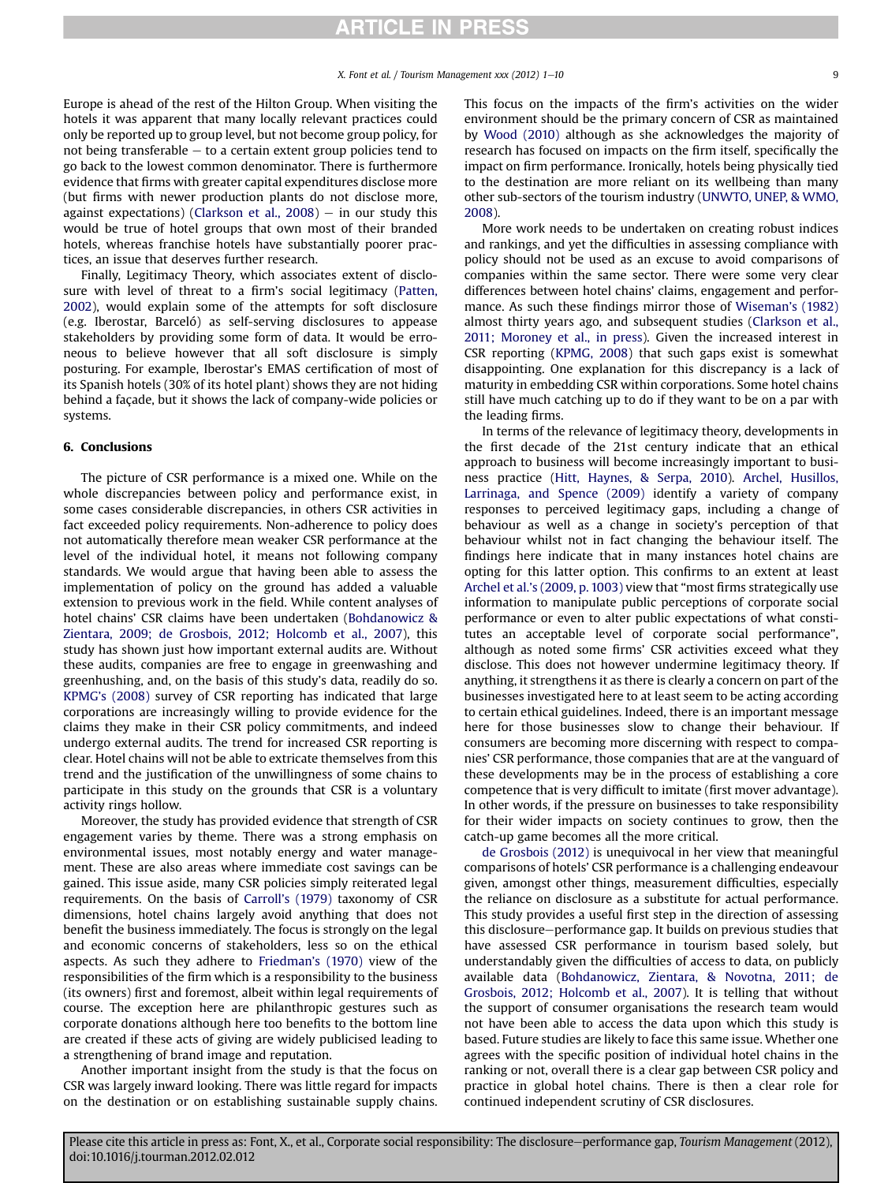Europe is ahead of the rest of the Hilton Group. When visiting the hotels it was apparent that many locally relevant practices could only be reported up to group level, but not become group policy, for not being transferable – to a certain extent group policies tend to go back to the lowest common denominator. There is furthermore evidence that firms with greater capital expenditures disclose more (but firms with newer production plants do not disclose more, against expectations) (Clarkson et al., 2008) – in our study this would be true of hotel groups that own most of their branded hotels, whereas franchise hotels have substantially poorer practices, an issue that deserves further research.

Finally, Legitimacy Theory, which associates extent of disclosure with level of threat to a firm's social legitimacy (Patten, 2002), would explain some of the attempts for soft disclosure (e.g. Iberostar, Barceló) as self-serving disclosures to appease stakeholders by providing some form of data. It would be erroneous to believe however that all soft disclosure is simply posturing. For example, Iberostar's EMAS certification of most of its Spanish hotels (30% of its hotel plant) shows they are not hiding behind a façade, but it shows the lack of company-wide policies or systems.

## 6. Conclusions

The picture of CSR performance is a mixed one. While on the whole discrepancies between policy and performance exist, in some cases considerable discrepancies, in others CSR activities in fact exceeded policy requirements. Non-adherence to policy does not automatically therefore mean weaker CSR performance at the level of the individual hotel, it means not following company standards. We would argue that having been able to assess the implementation of policy on the ground has added a valuable extension to previous work in the field. While content analyses of hotel chains' CSR claims have been undertaken (Bohdanowicz & Zientara, 2009; de Grosbois, 2012; Holcomb et al., 2007), this study has shown just how important external audits are. Without these audits, companies are free to engage in greenwashing and greenhushing, and, on the basis of this study's data, readily do so. KPMG's (2008) survey of CSR reporting has indicated that large corporations are increasingly willing to provide evidence for the claims they make in their CSR policy commitments, and indeed undergo external audits. The trend for increased CSR reporting is clear. Hotel chains will not be able to extricate themselves from this trend and the justification of the unwillingness of some chains to participate in this study on the grounds that CSR is a voluntary activity rings hollow.

Moreover, the study has provided evidence that strength of CSR engagement varies by theme. There was a strong emphasis on environmental issues, most notably energy and water management. These are also areas where immediate cost savings can be gained. This issue aside, many CSR policies simply reiterated legal requirements. On the basis of Carroll's (1979) taxonomy of CSR dimensions, hotel chains largely avoid anything that does not benefit the business immediately. The focus is strongly on the legal and economic concerns of stakeholders, less so on the ethical aspects. As such they adhere to Friedman's (1970) view of the responsibilities of the firm which is a responsibility to the business (its owners) first and foremost, albeit within legal requirements of course. The exception here are philanthropic gestures such as corporate donations although here too benefits to the bottom line are created if these acts of giving are widely publicised leading to a strengthening of brand image and reputation.

Another important insight from the study is that the focus on CSR was largely inward looking. There was little regard for impacts on the destination or on establishing sustainable supply chains. This focus on the impacts of the firm's activities on the wider environment should be the primary concern of CSR as maintained by Wood (2010) although as she acknowledges the majority of research has focused on impacts on the firm itself, specifically the impact on firm performance. Ironically, hotels being physically tied to the destination are more reliant on its wellbeing than many other sub-sectors of the tourism industry (UNWTO, UNEP, & WMO, 2008).

More work needs to be undertaken on creating robust indices and rankings, and yet the difficulties in assessing compliance with policy should not be used as an excuse to avoid comparisons of companies within the same sector. There were some very clear differences between hotel chains' claims, engagement and performance. As such these findings mirror those of Wiseman's (1982) almost thirty years ago, and subsequent studies (Clarkson et al., 2011; Moroney et al., in press). Given the increased interest in CSR reporting (KPMG, 2008) that such gaps exist is somewhat disappointing. One explanation for this discrepancy is a lack of maturity in embedding CSR within corporations. Some hotel chains still have much catching up to do if they want to be on a par with the leading firms.

In terms of the relevance of legitimacy theory, developments in the first decade of the 21st century indicate that an ethical approach to business will become increasingly important to business practice (Hitt, Haynes, & Serpa, 2010). Archel, Husillos, Larrinaga, and Spence (2009) identify a variety of company responses to perceived legitimacy gaps, including a change of behaviour as well as a change in society's perception of that behaviour whilst not in fact changing the behaviour itself. The findings here indicate that in many instances hotel chains are opting for this latter option. This confirms to an extent at least Archel et al.'s (2009, p. 1003) view that "most firms strategically use information to manipulate public perceptions of corporate social performance or even to alter public expectations of what constitutes an acceptable level of corporate social performance", although as noted some firms' CSR activities exceed what they disclose. This does not however undermine legitimacy theory. If anything, it strengthens it as there is clearly a concern on part of the businesses investigated here to at least seem to be acting according to certain ethical guidelines. Indeed, there is an important message here for those businesses slow to change their behaviour. If consumers are becoming more discerning with respect to companies' CSR performance, those companies that are at the vanguard of these developments may be in the process of establishing a core competence that is very difficult to imitate (first mover advantage). In other words, if the pressure on businesses to take responsibility for their wider impacts on society continues to grow, then the catch-up game becomes all the more critical.

de Grosbois (2012) is unequivocal in her view that meaningful comparisons of hotels' CSR performance is a challenging endeavour given, amongst other things, measurement difficulties, especially the reliance on disclosure as a substitute for actual performance. This study provides a useful first step in the direction of assessing this disclosure–performance gap. It builds on previous studies that have assessed CSR performance in tourism based solely, but understandably given the difficulties of access to data, on publicly available data (Bohdanowicz, Zientara, & Novotna, 2011; de Grosbois, 2012; Holcomb et al., 2007). It is telling that without the support of consumer organisations the research team would not have been able to access the data upon which this study is based. Future studies are likely to face this same issue. Whether one agrees with the specific position of individual hotel chains in the ranking or not, overall there is a clear gap between CSR policy and practice in global hotel chains. There is then a clear role for continued independent scrutiny of CSR disclosures.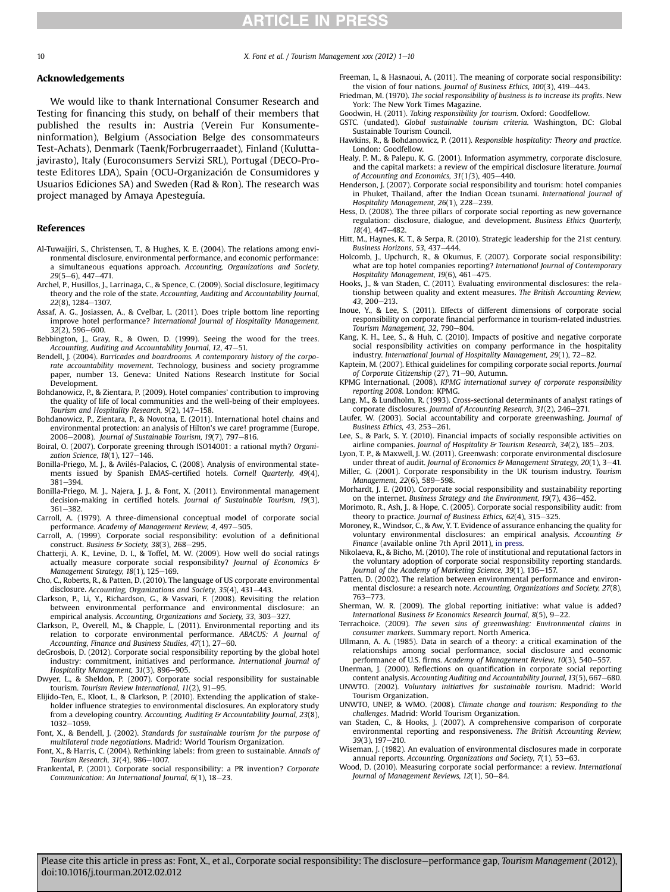## Acknowledgements

We would like to thank International Consumer Research and Testing for financing this study, on behalf of their members that published the results in: Austria (Verein Fur Konsumenteninformation), Belgium (Association Belge des consommateurs Test-Achats), Denmark (Taenk/Forbrugerraadet), Finland (Kuluttajavirasto), Italy (Euroconsumers Servizi SRL), Portugal (DECO-Proteste Editores LDA), Spain (OCU-Organización de Consumidores y Usuarios Ediciones SA) and Sweden (Rad & Ron). The research was project managed by Amaya Apesteguía.

## References

Al-Tuwaijiri, S., Christensen, T., & Hughes, K. E. (2004). The relations among environmental disclosure, environmental performance, and economic performance: a simultaneous equations approach. *Accounting, Organizations and Society, 29*(5–6), 447–471.

Archel, P., Husillos, J., Larrinaga, C., & Spence, C. (2009). Social disclosure, legitimacy theory and the role of the state. *Accounting, Auditing and Accountability Journal, 22*(8), 1284–1307.

Assaf, A. G., Josiassen, A., & Cvelbar, L. (2011). Does triple bottom line reporting improve hotel performance? *International Journal of Hospitality Management, 32*(2), 596–600.

Bebbington, J., Gray, R., & Owen, D. (1999). Seeing the wood for the trees. *Accounting, Auditing and Accountability Journal, 12*, 47–51.

Bendell, J. (2004). *Barricades and boardrooms. A contemporary history of the corporate accountability movement*. Technology, business and society programme paper, number 13. Geneva: United Nations Research Institute for Social Development.

Bohdanowicz, P., & Zientara, P. (2009). Hotel companies' contribution to improving the quality of life of local communities and the well-being of their employees. *Tourism and Hospitality Research, 9*(2), 147–158.

Bohdanowicz, P., Zientara, P., & Novotna, E. (2011). International hotel chains and environmental protection: an analysis of Hilton's we care! programme (Europe, 2006–2008). *Journal of Sustainable Tourism, 19*(7), 797–816.

Boiral, O. (2007). Corporate greening through ISO14001: a rational myth? *Organization Science, 18*(1), 127–146.

Bonilla-Priego, M. J., & Avilés-Palacios, C. (2008). Analysis of environmental statements issued by Spanish EMAS-certified hotels. *Cornell Quarterly, 49*(4), 381–394.

Bonilla-Priego, M. J., Najera, J. J., & Font, X. (2011). Environmental management decision-making in certified hotels. *Journal of Sustainable Tourism, 19*(3), 361–382.

Carroll, A. (1979). A three-dimensional conceptual model of corporate social performance. *Academy of Management Review, 4*, 497–505.

Carroll, A. (1999). Corporate social responsibility: evolution of a definitional construct. *Business & Society, 38*(3), 268–295.

Chatterji, A. K., Levine, D. I., & Toffel, M. W. (2009). How well do social ratings actually measure corporate social responsibility? *Journal of Economics & Management Strategy, 18*(1), 125–169.

Cho, C., Roberts, R., & Patten, D. (2010). The language of US corporate environmental disclosure. *Accounting, Organizations and Society, 35*(4), 431–443.

Clarkson, P., Li, Y., Richardson, G., & Vasvari, F. (2008). Revisiting the relation between environmental performance and environmental disclosure: an empirical analysis. *Accounting, Organizations and Society, 33*, 303–327.

Clarkson, P., Overell, M., & Chapple, L. (2011). Environmental reporting and its relation to corporate environmental performance. *ABACUS: A Journal of Accounting, Finance and Business Studies, 47*(1), 27–60.

deGrosbois, D. (2012). Corporate social responsibility reporting by the global hotel industry: commitment, initiatives and performance. *International Journal of Hospitality Management, 31*(3), 896–905.

Dwyer, L., & Sheldon, P. (2007). Corporate social responsibility for sustainable tourism. *Tourism Review International, 11*(2), 91–95.

Elijido-Ten, E., Kloot, L., & Clarkson, P. (2010). Extending the application of stakeholder influence strategies to environmental disclosures. An exploratory study from a developing country. *Accounting, Auditing & Accountability Journal, 23*(8), 1032–1059.

Font, X., & Bendell, J. (2002). *Standards for sustainable tourism for the purpose of multilateral trade negotiations*. Madrid: World Tourism Organization.

Font, X., & Harris, C. (2004). Rethinking labels: from green to sustainable. *Annals of Tourism Research, 31*(4), 986–1007.

Frankental, P. (2001). Corporate social responsibility: a PR invention? *Corporate Communication: An International Journal, 6*(1), 18–23.

Freeman, I., & Hasnaoui, A. (2011). The meaning of corporate social responsibility: the vision of four nations. *Journal of Business Ethics, 100*(3), 419–443.

Friedman, M. (1970). *The social responsibility of business is to increase its profits*. New York: The New York Times Magazine.

Goodwin, H. (2011). *Taking responsibility for tourism*. Oxford: Goodfellow.

GSTC. (undated). *Global sustainable tourism criteria*. Washington, DC: Global Sustainable Tourism Council.

Hawkins, R., & Bohdanowicz, P. (2011). *Responsible hospitality: Theory and practice*. London: Goodfellow.

Healy, P. M., & Palepu, K. G. (2001). Information asymmetry, corporate disclosure, and the capital markets: a review of the empirical disclosure literature. *Journal of Accounting and Economics, 31*(1/3), 405–440.

Henderson, J. (2007). Corporate social responsibility and tourism: hotel companies in Phuket, Thailand, after the Indian Ocean tsunami. *International Journal of Hospitality Management, 26*(1), 228–239.

Hess, D. (2008). The three pillars of corporate social reporting as new governance regulation: disclosure, dialogue, and development. *Business Ethics Quarterly, 18*(4), 447–482.

Hitt, M., Haynes, K. T., & Serpa, R. (2010). Strategic leadership for the 21st century. *Business Horizons, 53*, 437–444.

Holcomb, J., Upchurch, R., & Okumus, F. (2007). Corporate social responsibility: what are top hotel companies reporting? *International Journal of Contemporary Hospitality Management, 19*(6), 461–475.

Hooks, J., & van Staden, C. (2011). Evaluating environmental disclosures: the relationship between quality and extent measures. *The British Accounting Review, 43*, 200–213.

Inoue, Y., & Lee, S. (2011). Effects of different dimensions of corporate social responsibility on corporate financial performance in tourism-related industries. *Tourism Management, 32*, 790–804.

Kang, K. H., Lee, S., & Huh, C. (2010). Impacts of positive and negative corporate social responsibility activities on company performance in the hospitality industry. *International Journal of Hospitality Management, 29*(1), 72–82.

Kaptein, M. (2007). Ethical guidelines for compiling corporate social reports. *Journal of Corporate Citizenship* (27), 71–90, Autumn.

KPMG International. (2008). *KPMG international survey of corporate responsibility reporting 2008*. London: KPMG.

Lang, M., & Lundholm, R. (1993). Cross-sectional determinants of analyst ratings of corporate disclosures. *Journal of Accounting Research, 31*(2), 246–271.

Laufer, W. (2003). Social accountability and corporate greenwashing. *Journal of Business Ethics, 43*, 253–261.

Lee, S., & Park, S. Y. (2010). Financial impacts of socially responsible activities on airline companies. *Journal of Hospitality & Tourism Research, 34*(2), 185–203.

Lyon, T. P., & Maxwell, J. W. (2011). Greenwash: corporate environmental disclosure under threat of audit. *Journal of Economics & Management Strategy, 20*(1), 3–41.

Miller, G. (2001). Corporate responsibility in the UK tourism industry. *Tourism Management, 22*(6), 589–598.

Morhardt, J. E. (2010). Corporate social responsibility and sustainability reporting on the internet. *Business Strategy and the Environment, 19*(7), 436–452.

Morimoto, R., Ash, J., & Hope, C. (2005). Corporate social responsibility audit: from theory to practice. *Journal of Business Ethics, 62*(4), 315–325.

Moroney, R., Windsor, C., & Aw, Y. T. Evidence of assurance enhancing the quality for voluntary environmental disclosures: an empirical analysis. *Accounting & Finance* (available online 7th April 2011), in press.

Nikolaeva, R., & Bicho, M. (2010). The role of institutional and reputational factors in the voluntary adoption of corporate social responsibility reporting standards. *Journal of the Academy of Marketing Science, 39*(1), 136–157.

Patten, D. (2002). The relation between environmental performance and environmental disclosure: a research note. *Accounting, Organizations and Society, 27*(8), 763–773.

Sherman, W. R. (2009). The global reporting initiative: what value is added? *International Business & Economics Research Journal, 8*(5), 9–22.

Terrachoice. (2009). *The seven sins of greenwashing: Environmental claims in consumer markets*. Summary report. North America.

Ullmann, A. A. (1985). Data in search of a theory: a critical examination of the relationships among social performance, social disclosure and economic performance of U.S. firms. *Academy of Management Review, 10*(3), 540–557.

Unerman, J. (2000). Reflections on quantification in corporate social reporting content analysis. *Accounting Auditing and Accountability Journal, 13*(5), 667–680.

UNWTO. (2002). *Voluntary initiatives for sustainable tourism*. Madrid: World Tourism Organization.

UNWTO, UNEP, & WMO. (2008). *Climate change and tourism: Responding to the challenges*. Madrid: World Tourism Organization.

van Staden, C., & Hooks, J. (2007). A comprehensive comparison of corporate environmental reporting and responsiveness. *The British Accounting Review, 39*(3), 197–210.

Wiseman, J. (1982). An evaluation of environmental disclosures made in corporate annual reports. *Accounting, Organizations and Society, 7*(1), 53–63.

Wood, D. (2010). Measuring corporate social performance: a review. *International Journal of Management Reviews, 12*(1), 50–84.